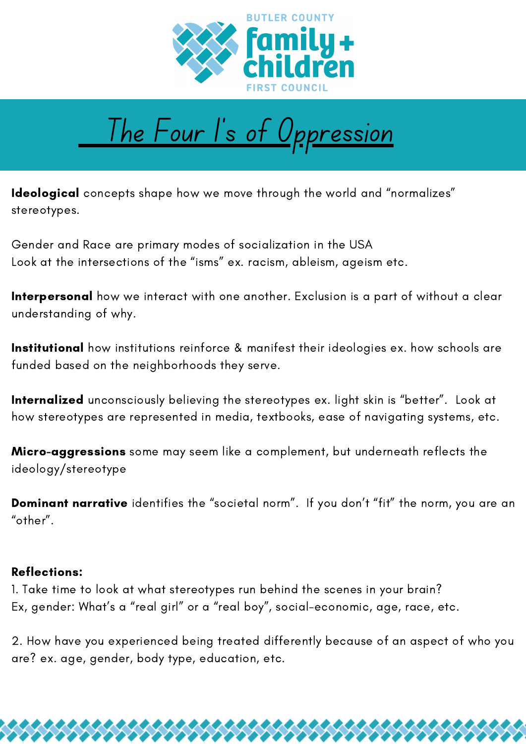BUTLER COUNTY

family + children

FIRST COUNCIL

# The Four I's of Oppression

**Ideological** concepts shape how we move through the world and "normalizes" stereotypes.

Gender and Race are primary modes of socialization in the USA
Look at the intersections of the "isms" ex. racism, ableism, ageism etc.

**Interpersonal** how we interact with one another. Exclusion is a part of without a clear understanding of why.

**Institutional** how institutions reinforce & manifest their ideologies ex. how schools are funded based on the neighborhoods they serve.

**Internalized** unconsciously believing the stereotypes ex. light skin is "better". Look at how stereotypes are represented in media, textbooks, ease of navigating systems, etc.

**Micro-aggressions** some may seem like a complement, but underneath reflects the ideology/stereotype

**Dominant narrative** identifies the "societal norm". If you don't "fit" the norm, you are an "other".

**Reflections:**

1. Take time to look at what stereotypes run behind the scenes in your brain?
Ex, gender: What's a "real girl" or a "real boy", social-economic, age, race, etc.

2. How have you experienced being treated differently because of an aspect of who you are? ex. age, gender, body type, education, etc.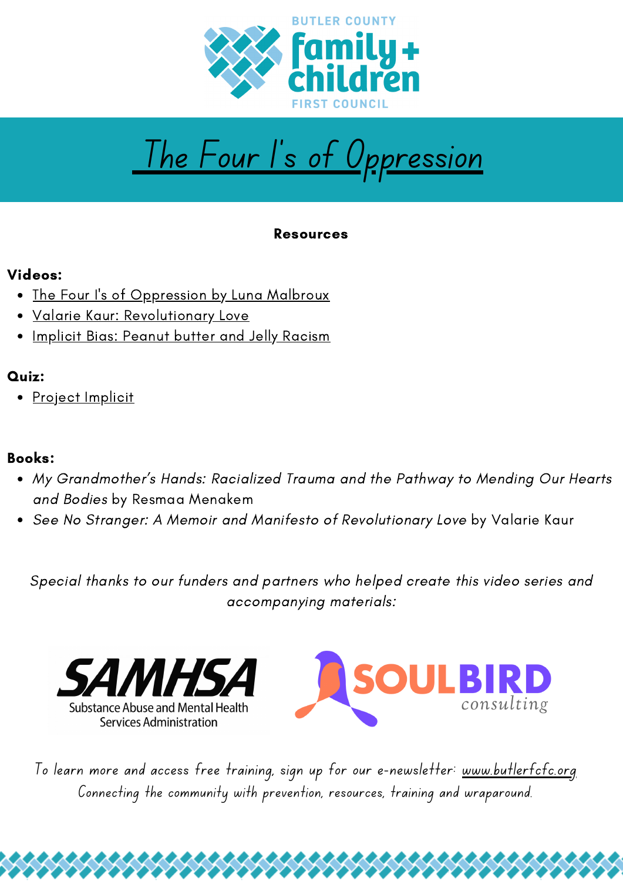BUTLER COUNTY

family + children

FIRST COUNCIL

# The Four I's of Oppression

**Resources**

**Videos:**

- The Four I's of Oppression by Luna Malbroux
- Valarie Kaur: Revolutionary Love
- Implicit Bias: Peanut butter and Jelly Racism

**Quiz:**

- Project Implicit

**Books:**

- *My Grandmother's Hands: Racialized Trauma and the Pathway to Mending Our Hearts and Bodies* by Resmaa Menakem
- *See No Stranger: A Memoir and Manifesto of Revolutionary Love* by Valarie Kaur

*Special thanks to our funders and partners who helped create this video series and accompanying materials:*

SAMHSA
Substance Abuse and Mental Health Services Administration

SOULBIRD consulting

To learn more and access free training, sign up for our e-newsletter: www.butlerfcfc.org
Connecting the community with prevention, resources, training and wraparound.